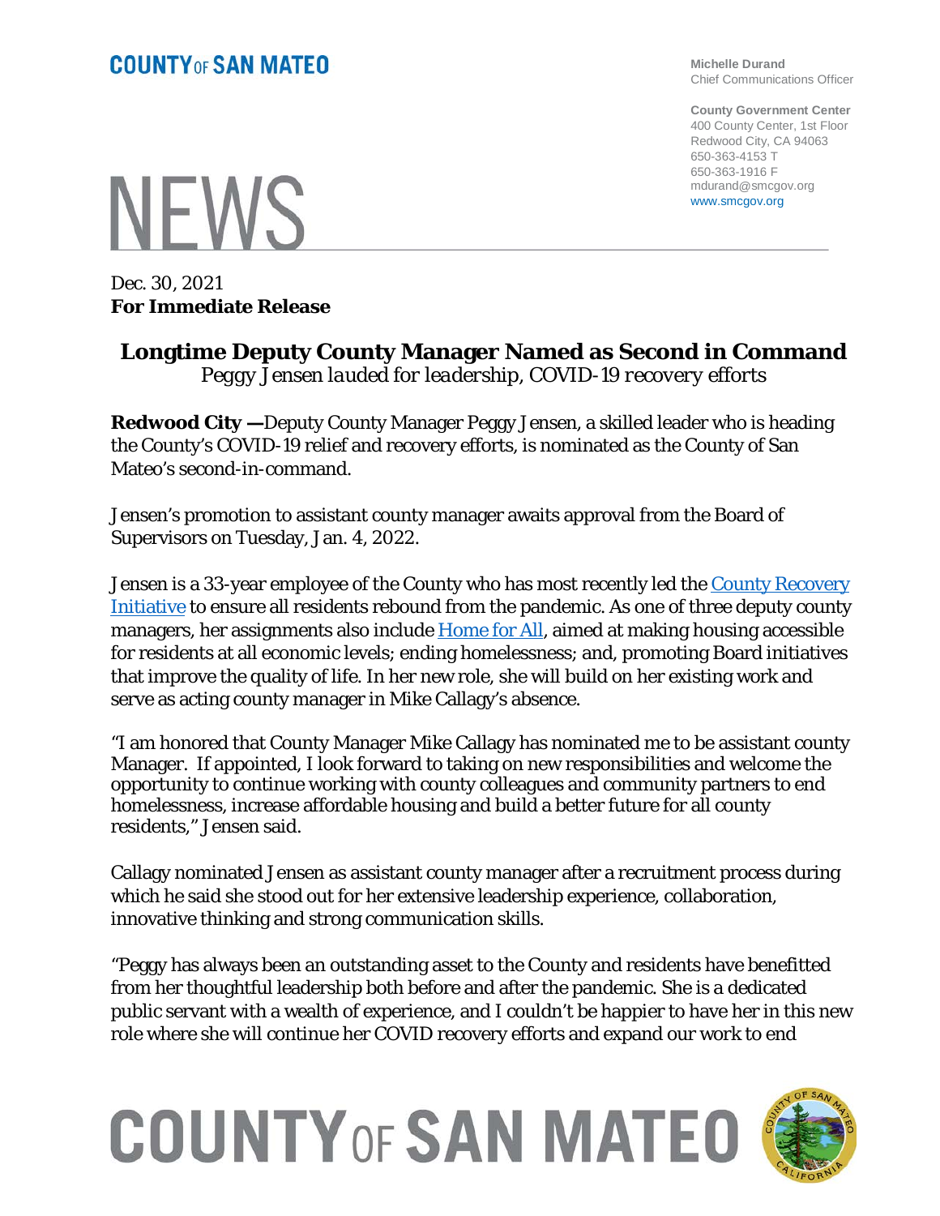**COUNTY OF SAN MATEO**

**Michelle Durand**
Chief Communications Officer

**County Government Center**
400 County Center, 1st Floor
Redwood City, CA 94063
650-363-4153 T
650-363-1916 F
mdurand@smcgov.org
www.smcgov.org

# NEWS

Dec. 30, 2021
**For Immediate Release**

## Longtime Deputy County Manager Named as Second in Command

*Peggy Jensen lauded for leadership, COVID-19 recovery efforts*

**Redwood City —**Deputy County Manager Peggy Jensen, a skilled leader who is heading the County's COVID-19 relief and recovery efforts, is nominated as the County of San Mateo's second-in-command.

Jensen's promotion to assistant county manager awaits approval from the Board of Supervisors on Tuesday, Jan. 4, 2022.

Jensen is a 33-year employee of the County who has most recently led the County Recovery Initiative to ensure all residents rebound from the pandemic. As one of three deputy county managers, her assignments also include Home for All, aimed at making housing accessible for residents at all economic levels; ending homelessness; and, promoting Board initiatives that improve the quality of life. In her new role, she will build on her existing work and serve as acting county manager in Mike Callagy's absence.

"I am honored that County Manager Mike Callagy has nominated me to be assistant county Manager. If appointed, I look forward to taking on new responsibilities and welcome the opportunity to continue working with county colleagues and community partners to end homelessness, increase affordable housing and build a better future for all county residents," Jensen said.

Callagy nominated Jensen as assistant county manager after a recruitment process during which he said she stood out for her extensive leadership experience, collaboration, innovative thinking and strong communication skills.

"Peggy has always been an outstanding asset to the County and residents have benefitted from her thoughtful leadership both before and after the pandemic. She is a dedicated public servant with a wealth of experience, and I couldn't be happier to have her in this new role where she will continue her COVID recovery efforts and expand our work to end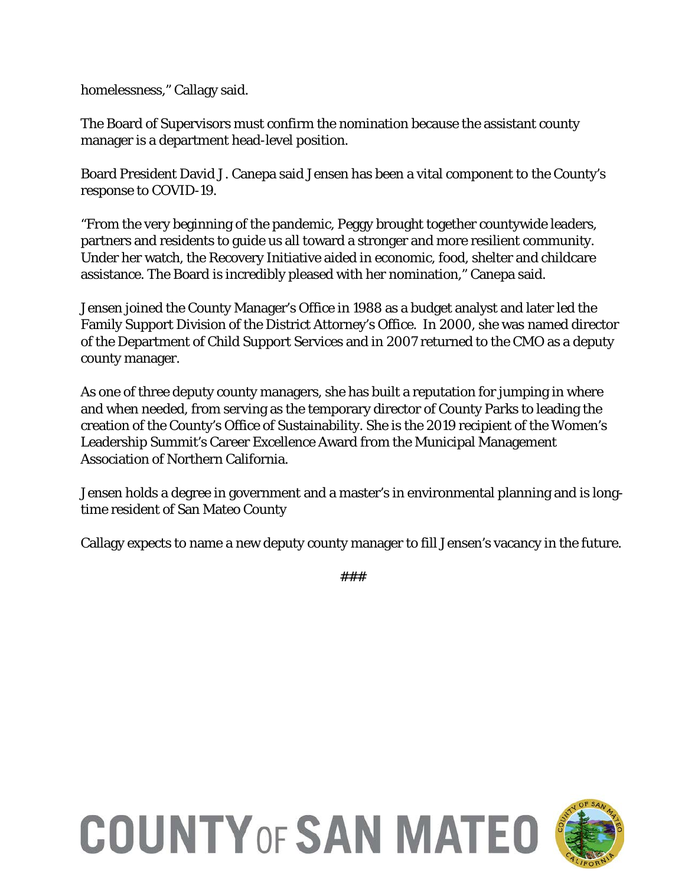homelessness," Callagy said.

The Board of Supervisors must confirm the nomination because the assistant county manager is a department head-level position.

Board President David J. Canepa said Jensen has been a vital component to the County's response to COVID-19.

"From the very beginning of the pandemic, Peggy brought together countywide leaders, partners and residents to guide us all toward a stronger and more resilient community. Under her watch, the Recovery Initiative aided in economic, food, shelter and childcare assistance. The Board is incredibly pleased with her nomination," Canepa said.

Jensen joined the County Manager's Office in 1988 as a budget analyst and later led the Family Support Division of the District Attorney's Office. In 2000, she was named director of the Department of Child Support Services and in 2007 returned to the CMO as a deputy county manager.

As one of three deputy county managers, she has built a reputation for jumping in where and when needed, from serving as the temporary director of County Parks to leading the creation of the County's Office of Sustainability. She is the 2019 recipient of the Women's Leadership Summit's Career Excellence Award from the Municipal Management Association of Northern California.

Jensen holds a degree in government and a master's in environmental planning and is long-time resident of San Mateo County

Callagy expects to name a new deputy county manager to fill Jensen's vacancy in the future.

###

COUNTY OF SAN MATEO